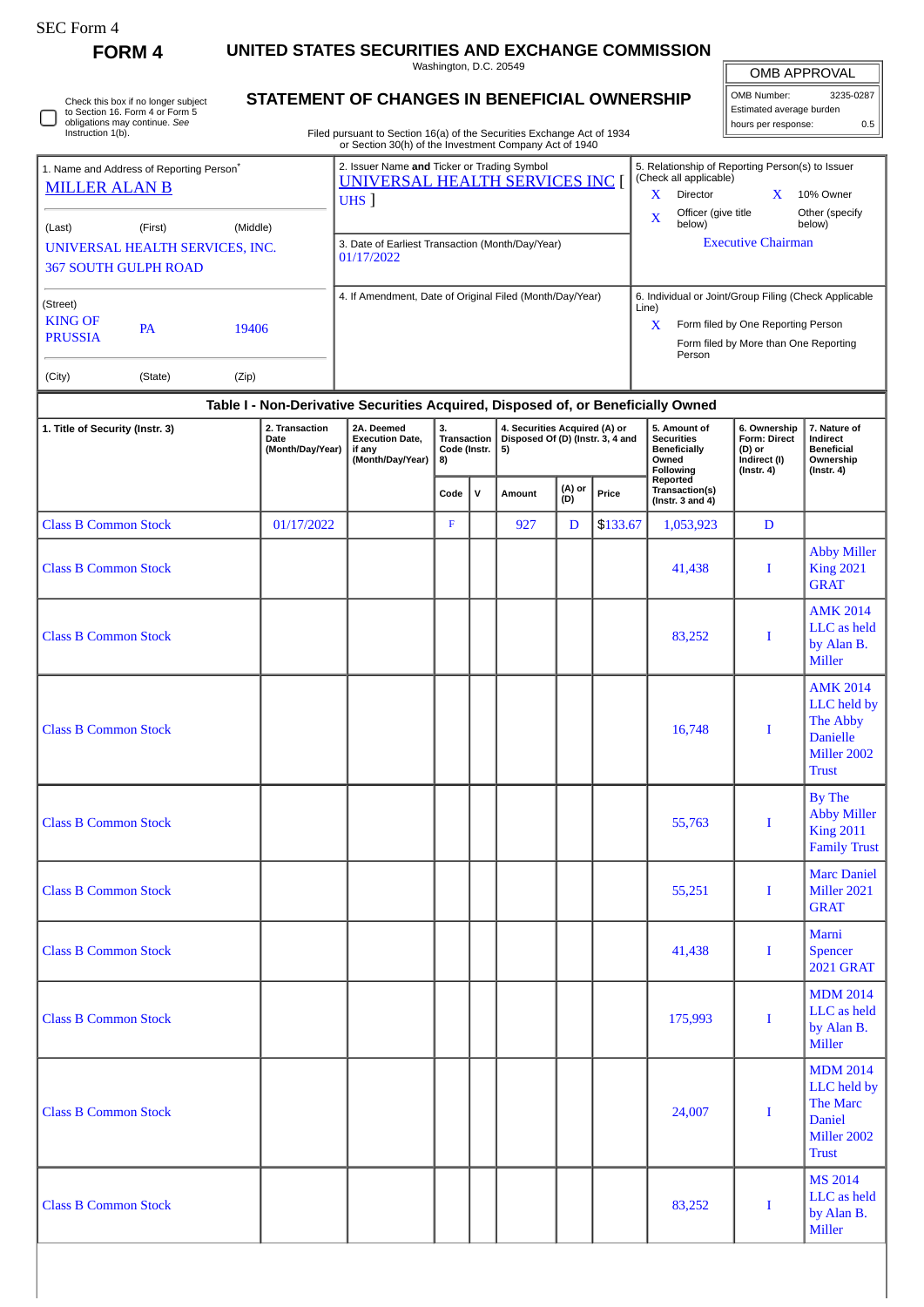SEC Form 4

**FORM 4**

# UNITED STATES SECURITIES AND EXCHANGE COMMISSION

Washington, D.C. 20549

☐ Check this box if no longer subject to Section 16. Form 4 or Form 5 obligations may continue. *See* Instruction 1(b).

## STATEMENT OF CHANGES IN BENEFICIAL OWNERSHIP

Filed pursuant to Section 16(a) of the Securities Exchange Act of 1934 or Section 30(h) of the Investment Company Act of 1940

| OMB APPROVAL | |
|---|---|
| OMB Number: | 3235-0287 |
| Estimated average burden | |
| hours per response: | 0.5 |

1. Name and Address of Reporting Person*
MILLER ALAN B

(Last) (First) (Middle)
UNIVERSAL HEALTH SERVICES, INC.
367 SOUTH GULPH ROAD

(Street)
KING OF PRUSSIA PA 19406

(City) (State) (Zip)

2. Issuer Name **and** Ticker or Trading Symbol
UNIVERSAL HEALTH SERVICES INC [ UHS ]

3. Date of Earliest Transaction (Month/Day/Year)
01/17/2022

4. If Amendment, Date of Original Filed (Month/Day/Year)

5. Relationship of Reporting Person(s) to Issuer (Check all applicable)
X Director X 10% Owner
X Officer (give title below) Other (specify below)
Executive Chairman

6. Individual or Joint/Group Filing (Check Applicable Line)
X Form filed by One Reporting Person
Form filed by More than One Reporting Person

**Table I - Non-Derivative Securities Acquired, Disposed of, or Beneficially Owned**

| 1. Title of Security (Instr. 3) | 2. Transaction Date (Month/Day/Year) | 2A. Deemed Execution Date, if any (Month/Day/Year) | 3. Transaction Code (Instr. 8) | | 4. Securities Acquired (A) or Disposed Of (D) (Instr. 3, 4 and 5) | | | 5. Amount of Securities Beneficially Owned Following Reported Transaction(s) (Instr. 3 and 4) | 6. Ownership Form: Direct (D) or Indirect (I) (Instr. 4) | 7. Nature of Indirect Beneficial Ownership (Instr. 4) |
|---|---|---|---|---|---|---|---|---|---|---|
| | | | Code | V | Amount | (A) or (D) | Price | | | |
| Class B Common Stock | 01/17/2022 | | F | | 927 | D | $133.67 | 1,053,923 | D | |
| Class B Common Stock | | | | | | | | 41,438 | I | Abby Miller King 2021 GRAT |
| Class B Common Stock | | | | | | | | 83,252 | I | AMK 2014 LLC as held by Alan B. Miller |
| Class B Common Stock | | | | | | | | 16,748 | I | AMK 2014 LLC held by The Abby Danielle Miller 2002 Trust |
| Class B Common Stock | | | | | | | | 55,763 | I | By The Abby Miller King 2011 Family Trust |
| Class B Common Stock | | | | | | | | 55,251 | I | Marc Daniel Miller 2021 GRAT |
| Class B Common Stock | | | | | | | | 41,438 | I | Marni Spencer 2021 GRAT |
| Class B Common Stock | | | | | | | | 175,993 | I | MDM 2014 LLC as held by Alan B. Miller |
| Class B Common Stock | | | | | | | | 24,007 | I | MDM 2014 LLC held by The Marc Daniel Miller 2002 Trust |
| Class B Common Stock | | | | | | | | 83,252 | I | MS 2014 LLC as held by Alan B. Miller |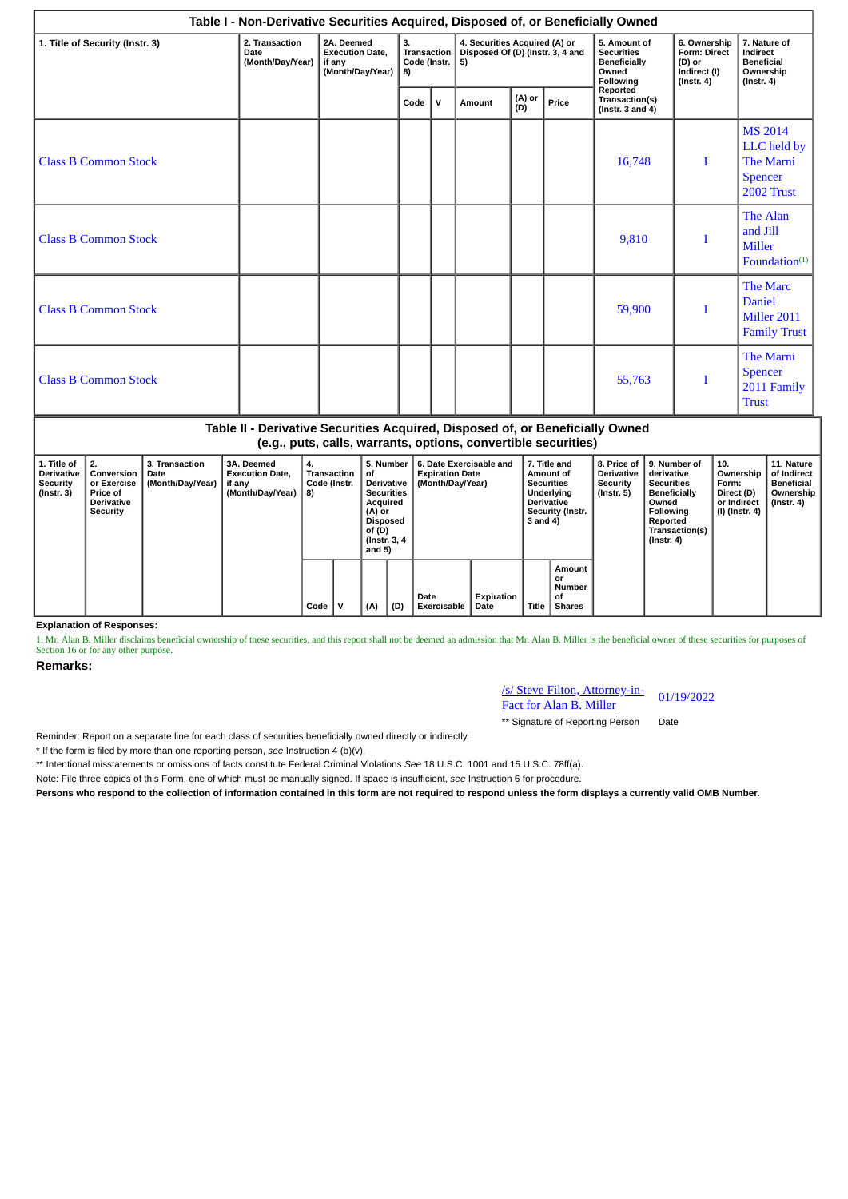## Table I - Non-Derivative Securities Acquired, Disposed of, or Beneficially Owned

| 1. Title of Security (Instr. 3) | 2. Transaction Date (Month/Day/Year) | 2A. Deemed Execution Date, if any (Month/Day/Year) | 3. Transaction Code (Instr. 8) | | 4. Securities Acquired (A) or Disposed Of (D) (Instr. 3, 4 and 5) | | | 5. Amount of Securities Beneficially Owned Following Reported Transaction(s) (Instr. 3 and 4) | 6. Ownership Form: Direct (D) or Indirect (I) (Instr. 4) | 7. Nature of Indirect Beneficial Ownership (Instr. 4) |
|---|---|---|---|---|---|---|---|---|---|---|
| | | | Code | V | Amount | (A) or (D) | Price | | | |
| Class B Common Stock | | | | | | | | 16,748 | I | MS 2014 LLC held by The Marni Spencer 2002 Trust |
| Class B Common Stock | | | | | | | | 9,810 | I | The Alan and Jill Miller Foundation[(1)] |
| Class B Common Stock | | | | | | | | 59,900 | I | The Marc Daniel Miller 2011 Family Trust |
| Class B Common Stock | | | | | | | | 55,763 | I | The Marni Spencer 2011 Family Trust |

## Table II - Derivative Securities Acquired, Disposed of, or Beneficially Owned (e.g., puts, calls, warrants, options, convertible securities)

| 1. Title of Derivative Security (Instr. 3) | 2. Conversion or Exercise Price of Derivative Security | 3. Transaction Date (Month/Day/Year) | 3A. Deemed Execution Date, if any (Month/Day/Year) | 4. Transaction Code (Instr. 8) | | 5. Number of Derivative Securities Acquired (A) or Disposed of (D) (Instr. 3, 4 and 5) | | 6. Date Exercisable and Expiration Date (Month/Day/Year) | | 7. Title and Amount of Securities Underlying Derivative Security (Instr. 3 and 4) | | 8. Price of Derivative Security (Instr. 5) | 9. Number of derivative Securities Beneficially Owned Following Reported Transaction(s) (Instr. 4) | 10. Ownership Form: Direct (D) or Indirect (I) (Instr. 4) | 11. Nature of Indirect Beneficial Ownership (Instr. 4) |
|---|---|---|---|---|---|---|---|---|---|---|---|---|---|---|---|
| | | | | Code | V | (A) | (D) | Date Exercisable | Expiration Date | Title | Amount or Number of Shares | | | | |

**Explanation of Responses:**

1. Mr. Alan B. Miller disclaims beneficial ownership of these securities, and this report shall not be deemed an admission that Mr. Alan B. Miller is the beneficial owner of these securities for purposes of Section 16 or for any other purpose.

**Remarks:**

/s/ Steve Filton, Attorney-in-Fact for Alan B. Miller — 01/19/2022

** Signature of Reporting Person — Date

Reminder: Report on a separate line for each class of securities beneficially owned directly or indirectly.

* If the form is filed by more than one reporting person, *see* Instruction 4 (b)(v).

** Intentional misstatements or omissions of facts constitute Federal Criminal Violations *See* 18 U.S.C. 1001 and 15 U.S.C. 78ff(a).

Note: File three copies of this Form, one of which must be manually signed. If space is insufficient, *see* Instruction 6 for procedure.

**Persons who respond to the collection of information contained in this form are not required to respond unless the form displays a currently valid OMB Number.**